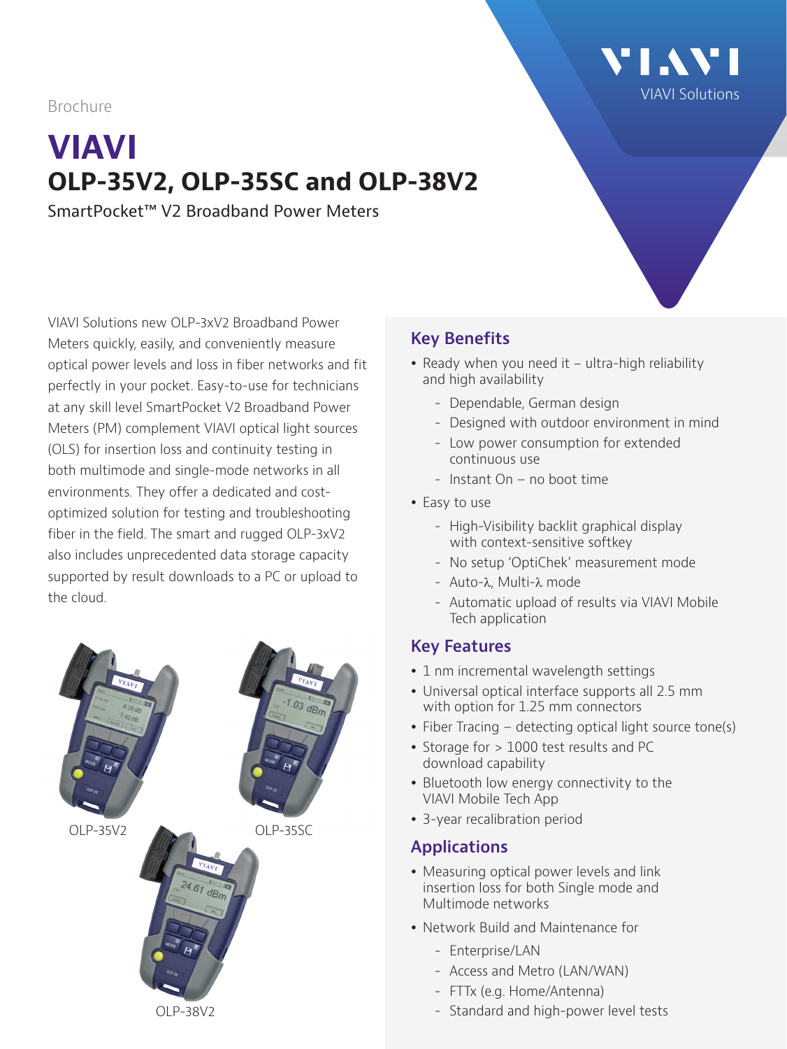Brochure

# VIAVI

## OLP-35V2, OLP-35SC and OLP-38V2

SmartPocket™ V2 Broadband Power Meters

VIAVI Solutions new OLP-3xV2 Broadband Power Meters quickly, easily, and conveniently measure optical power levels and loss in fiber networks and fit perfectly in your pocket. Easy-to-use for technicians at any skill level SmartPocket V2 Broadband Power Meters (PM) complement VIAVI optical light sources (OLS) for insertion loss and continuity testing in both multimode and single-mode networks in all environments. They offer a dedicated and cost-optimized solution for testing and troubleshooting fiber in the field. The smart and rugged OLP-3xV2 also includes unprecedented data storage capacity supported by result downloads to a PC or upload to the cloud.

OLP-35V2

OLP-35SC

OLP-38V2

### Key Benefits

- Ready when you need it – ultra-high reliability and high availability
  - Dependable, German design
  - Designed with outdoor environment in mind
  - Low power consumption for extended continuous use
  - Instant On – no boot time
- Easy to use
  - High-Visibility backlit graphical display with context-sensitive softkey
  - No setup 'OptiChek' measurement mode
  - Auto-λ, Multi-λ mode
  - Automatic upload of results via VIAVI Mobile Tech application

### Key Features

- 1 nm incremental wavelength settings
- Universal optical interface supports all 2.5 mm with option for 1.25 mm connectors
- Fiber Tracing – detecting optical light source tone(s)
- Storage for > 1000 test results and PC download capability
- Bluetooth low energy connectivity to the VIAVI Mobile Tech App
- 3-year recalibration period

### Applications

- Measuring optical power levels and link insertion loss for both Single mode and Multimode networks
- Network Build and Maintenance for
  - Enterprise/LAN
  - Access and Metro (LAN/WAN)
  - FTTx (e.g. Home/Antenna)
  - Standard and high-power level tests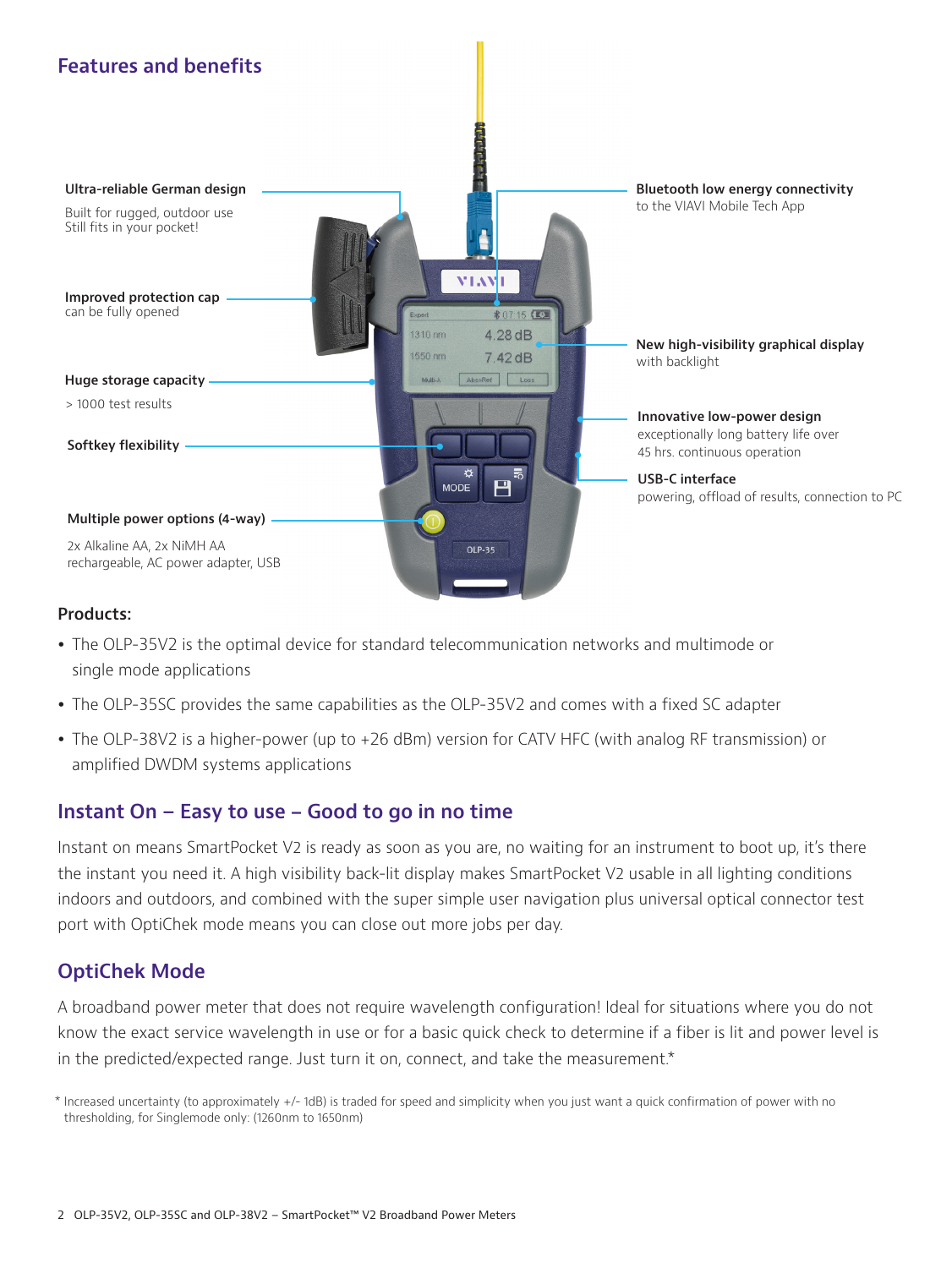## Features and benefits

**Ultra-reliable German design**

Built for rugged, outdoor use
Still fits in your pocket!

**Improved protection cap**
can be fully opened

**Huge storage capacity**

> 1000 test results

**Softkey flexibility**

**Multiple power options (4-way)**

2x Alkaline AA, 2x NiMH AA rechargeable, AC power adapter, USB

**Bluetooth low energy connectivity**
to the VIAVI Mobile Tech App

**New high-visibility graphical display**
with backlight

**Innovative low-power design**
exceptionally long battery life over 45 hrs. continuous operation

**USB-C interface**
powering, offload of results, connection to PC

### Products:

- The OLP-35V2 is the optimal device for standard telecommunication networks and multimode or single mode applications
- The OLP-35SC provides the same capabilities as the OLP-35V2 and comes with a fixed SC adapter
- The OLP-38V2 is a higher-power (up to +26 dBm) version for CATV HFC (with analog RF transmission) or amplified DWDM systems applications

## Instant On – Easy to use – Good to go in no time

Instant on means SmartPocket V2 is ready as soon as you are, no waiting for an instrument to boot up, it's there the instant you need it. A high visibility back-lit display makes SmartPocket V2 usable in all lighting conditions indoors and outdoors, and combined with the super simple user navigation plus universal optical connector test port with OptiChek mode means you can close out more jobs per day.

## OptiChek Mode

A broadband power meter that does not require wavelength configuration! Ideal for situations where you do not know the exact service wavelength in use or for a basic quick check to determine if a fiber is lit and power level is in the predicted/expected range. Just turn it on, connect, and take the measurement.*

* Increased uncertainty (to approximately +/- 1dB) is traded for speed and simplicity when you just want a quick confirmation of power with no thresholding, for Singlemode only: (1260nm to 1650nm)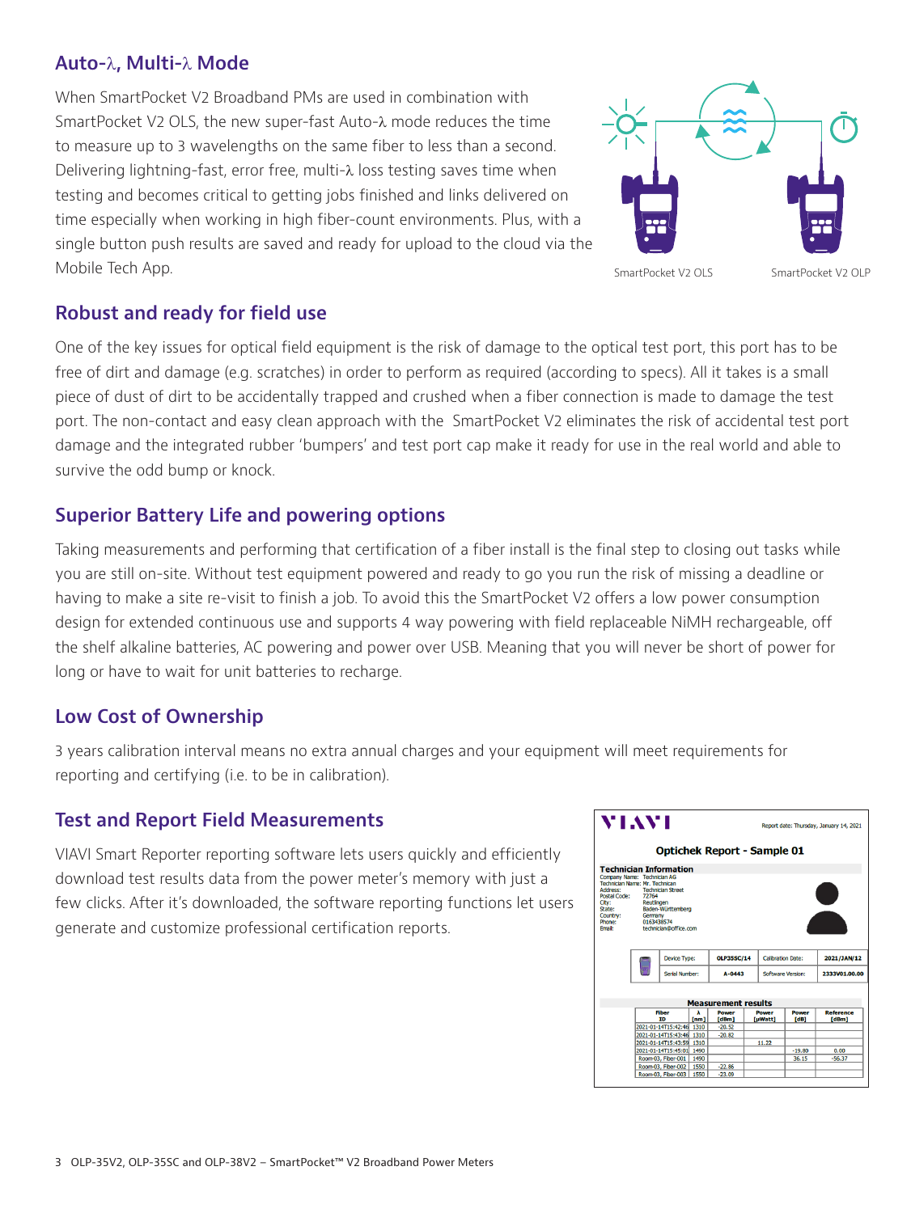## Auto-λ, Multi-λ Mode

When SmartPocket V2 Broadband PMs are used in combination with SmartPocket V2 OLS, the new super-fast Auto-λ mode reduces the time to measure up to 3 wavelengths on the same fiber to less than a second. Delivering lightning-fast, error free, multi-λ loss testing saves time when testing and becomes critical to getting jobs finished and links delivered on time especially when working in high fiber-count environments. Plus, with a single button push results are saved and ready for upload to the cloud via the Mobile Tech App.

SmartPocket V2 OLS SmartPocket V2 OLP

## Robust and ready for field use

One of the key issues for optical field equipment is the risk of damage to the optical test port, this port has to be free of dirt and damage (e.g. scratches) in order to perform as required (according to specs). All it takes is a small piece of dust of dirt to be accidentally trapped and crushed when a fiber connection is made to damage the test port. The non-contact and easy clean approach with the SmartPocket V2 eliminates the risk of accidental test port damage and the integrated rubber 'bumpers' and test port cap make it ready for use in the real world and able to survive the odd bump or knock.

## Superior Battery Life and powering options

Taking measurements and performing that certification of a fiber install is the final step to closing out tasks while you are still on-site. Without test equipment powered and ready to go you run the risk of missing a deadline or having to make a site re-visit to finish a job. To avoid this the SmartPocket V2 offers a low power consumption design for extended continuous use and supports 4 way powering with field replaceable NiMH rechargeable, off the shelf alkaline batteries, AC powering and power over USB. Meaning that you will never be short of power for long or have to wait for unit batteries to recharge.

## Low Cost of Ownership

3 years calibration interval means no extra annual charges and your equipment will meet requirements for reporting and certifying (i.e. to be in calibration).

## Test and Report Field Measurements

VIAVI Smart Reporter reporting software lets users quickly and efficiently download test results data from the power meter's memory with just a few clicks. After it's downloaded, the software reporting functions let users generate and customize professional certification reports.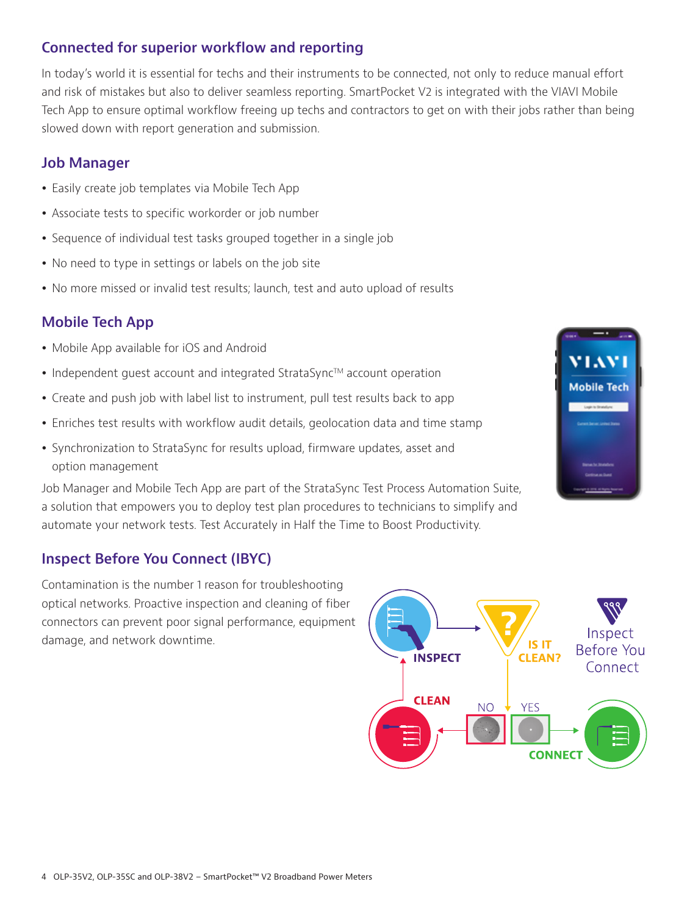## Connected for superior workflow and reporting

In today's world it is essential for techs and their instruments to be connected, not only to reduce manual effort and risk of mistakes but also to deliver seamless reporting. SmartPocket V2 is integrated with the VIAVI Mobile Tech App to ensure optimal workflow freeing up techs and contractors to get on with their jobs rather than being slowed down with report generation and submission.

## Job Manager

- Easily create job templates via Mobile Tech App
- Associate tests to specific workorder or job number
- Sequence of individual test tasks grouped together in a single job
- No need to type in settings or labels on the job site
- No more missed or invalid test results; launch, test and auto upload of results

## Mobile Tech App

- Mobile App available for iOS and Android
- Independent guest account and integrated StrataSync™ account operation
- Create and push job with label list to instrument, pull test results back to app
- Enriches test results with workflow audit details, geolocation data and time stamp
- Synchronization to StrataSync for results upload, firmware updates, asset and option management

Job Manager and Mobile Tech App are part of the StrataSync Test Process Automation Suite, a solution that empowers you to deploy test plan procedures to technicians to simplify and automate your network tests. Test Accurately in Half the Time to Boost Productivity.

## Inspect Before You Connect (IBYC)

Contamination is the number 1 reason for troubleshooting optical networks. Proactive inspection and cleaning of fiber connectors can prevent poor signal performance, equipment damage, and network downtime.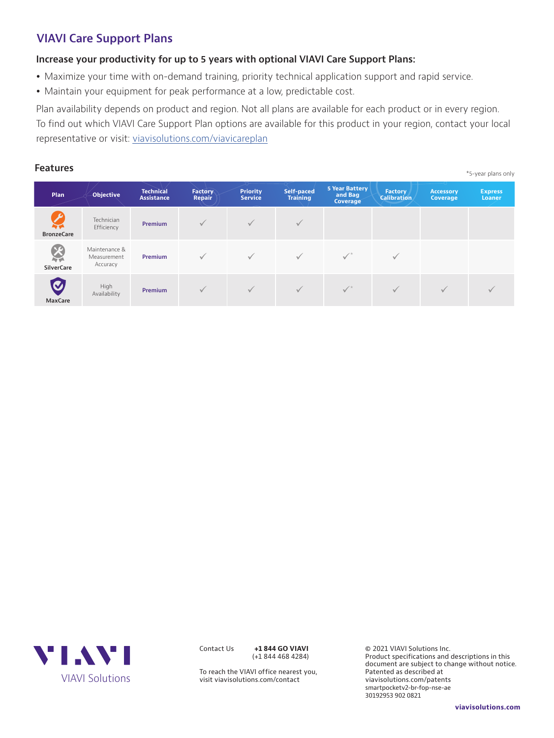## VIAVI Care Support Plans

**Increase your productivity for up to 5 years with optional VIAVI Care Support Plans:**

- Maximize your time with on-demand training, priority technical application support and rapid service.
- Maintain your equipment for peak performance at a low, predictable cost.

Plan availability depends on product and region. Not all plans are available for each product or in every region. To find out which VIAVI Care Support Plan options are available for this product in your region, contact your local representative or visit: viavisolutions.com/viavicareplan

### Features

*5-year plans only

| Plan | Objective | Technical Assistance | Factory Repair | Priority Service | Self-paced Training | 5 Year Battery and Bag Coverage | Factory Calibration | Accessory Coverage | Express Loaner |
|---|---|---|---|---|---|---|---|---|---|
| BronzeCare | Technician Efficiency | Premium | ✓ | ✓ | ✓ | | | | |
| SilverCare | Maintenance & Measurement Accuracy | Premium | ✓ | ✓ | ✓ | ✓* | ✓ | | |
| MaxCare | High Availability | Premium | ✓ | ✓ | ✓ | ✓* | ✓ | ✓ | ✓ |

VIAVI Solutions

Contact Us **+1 844 GO VIAVI** (+1 844 468 4284)

To reach the VIAVI office nearest you, visit viavisolutions.com/contact

© 2021 VIAVI Solutions Inc.
Product specifications and descriptions in this document are subject to change without notice.
Patented as described at viavisolutions.com/patents
smartpocketv2-br-fop-nse-ae
30192953 902 0821

**viavisolutions.com**